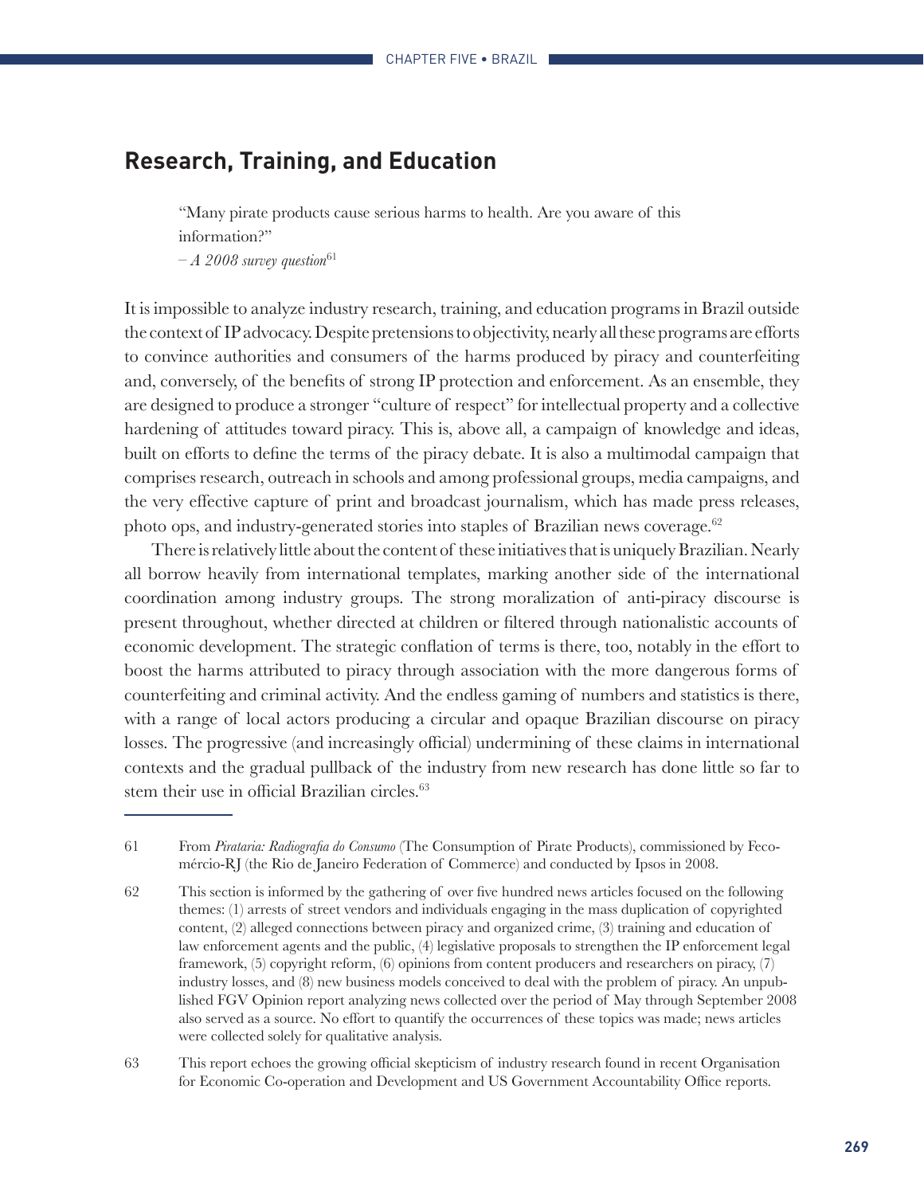## Research, Training, and Education

> "Many pirate products cause serious harms to health. Are you aware of this information?"
>
> – *A 2008 survey question*[61]

It is impossible to analyze industry research, training, and education programs in Brazil outside the context of IP advocacy. Despite pretensions to objectivity, nearly all these programs are efforts to convince authorities and consumers of the harms produced by piracy and counterfeiting and, conversely, of the benefits of strong IP protection and enforcement. As an ensemble, they are designed to produce a stronger "culture of respect" for intellectual property and a collective hardening of attitudes toward piracy. This is, above all, a campaign of knowledge and ideas, built on efforts to define the terms of the piracy debate. It is also a multimodal campaign that comprises research, outreach in schools and among professional groups, media campaigns, and the very effective capture of print and broadcast journalism, which has made press releases, photo ops, and industry-generated stories into staples of Brazilian news coverage.[62]

There is relatively little about the content of these initiatives that is uniquely Brazilian. Nearly all borrow heavily from international templates, marking another side of the international coordination among industry groups. The strong moralization of anti-piracy discourse is present throughout, whether directed at children or filtered through nationalistic accounts of economic development. The strategic conflation of terms is there, too, notably in the effort to boost the harms attributed to piracy through association with the more dangerous forms of counterfeiting and criminal activity. And the endless gaming of numbers and statistics is there, with a range of local actors producing a circular and opaque Brazilian discourse on piracy losses. The progressive (and increasingly official) undermining of these claims in international contexts and the gradual pullback of the industry from new research has done little so far to stem their use in official Brazilian circles.[63]

---

61 From *Pirataria: Radiografia do Consumo* (The Consumption of Pirate Products), commissioned by Fecomércio-RJ (the Rio de Janeiro Federation of Commerce) and conducted by Ipsos in 2008.

62 This section is informed by the gathering of over five hundred news articles focused on the following themes: (1) arrests of street vendors and individuals engaging in the mass duplication of copyrighted content, (2) alleged connections between piracy and organized crime, (3) training and education of law enforcement agents and the public, (4) legislative proposals to strengthen the IP enforcement legal framework, (5) copyright reform, (6) opinions from content producers and researchers on piracy, (7) industry losses, and (8) new business models conceived to deal with the problem of piracy. An unpublished FGV Opinion report analyzing news collected over the period of May through September 2008 also served as a source. No effort to quantify the occurrences of these topics was made; news articles were collected solely for qualitative analysis.

63 This report echoes the growing official skepticism of industry research found in recent Organisation for Economic Co-operation and Development and US Government Accountability Office reports.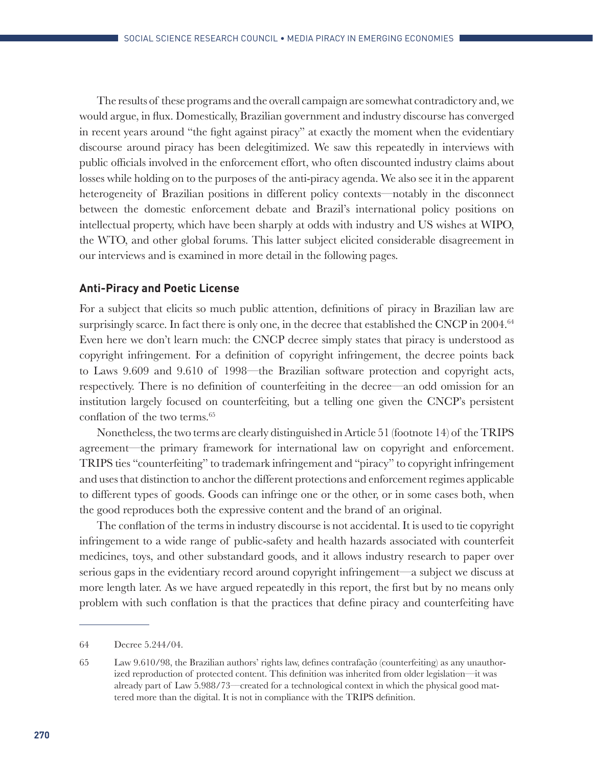The results of these programs and the overall campaign are somewhat contradictory and, we would argue, in flux. Domestically, Brazilian government and industry discourse has converged in recent years around "the fight against piracy" at exactly the moment when the evidentiary discourse around piracy has been delegitimized. We saw this repeatedly in interviews with public officials involved in the enforcement effort, who often discounted industry claims about losses while holding on to the purposes of the anti-piracy agenda. We also see it in the apparent heterogeneity of Brazilian positions in different policy contexts—notably in the disconnect between the domestic enforcement debate and Brazil's international policy positions on intellectual property, which have been sharply at odds with industry and US wishes at WIPO, the WTO, and other global forums. This latter subject elicited considerable disagreement in our interviews and is examined in more detail in the following pages.

### Anti-Piracy and Poetic License

For a subject that elicits so much public attention, definitions of piracy in Brazilian law are surprisingly scarce. In fact there is only one, in the decree that established the CNCP in 2004.[64] Even here we don't learn much: the CNCP decree simply states that piracy is understood as copyright infringement. For a definition of copyright infringement, the decree points back to Laws 9.609 and 9.610 of 1998—the Brazilian software protection and copyright acts, respectively. There is no definition of counterfeiting in the decree—an odd omission for an institution largely focused on counterfeiting, but a telling one given the CNCP's persistent conflation of the two terms.[65]

Nonetheless, the two terms are clearly distinguished in Article 51 (footnote 14) of the TRIPS agreement—the primary framework for international law on copyright and enforcement. TRIPS ties "counterfeiting" to trademark infringement and "piracy" to copyright infringement and uses that distinction to anchor the different protections and enforcement regimes applicable to different types of goods. Goods can infringe one or the other, or in some cases both, when the good reproduces both the expressive content and the brand of an original.

The conflation of the terms in industry discourse is not accidental. It is used to tie copyright infringement to a wide range of public-safety and health hazards associated with counterfeit medicines, toys, and other substandard goods, and it allows industry research to paper over serious gaps in the evidentiary record around copyright infringement—a subject we discuss at more length later. As we have argued repeatedly in this report, the first but by no means only problem with such conflation is that the practices that define piracy and counterfeiting have

---

64 Decree 5.244/04.

65 Law 9.610/98, the Brazilian authors' rights law, defines contrafação (counterfeiting) as any unauthorized reproduction of protected content. This definition was inherited from older legislation—it was already part of Law 5.988/73—created for a technological context in which the physical good mattered more than the digital. It is not in compliance with the TRIPS definition.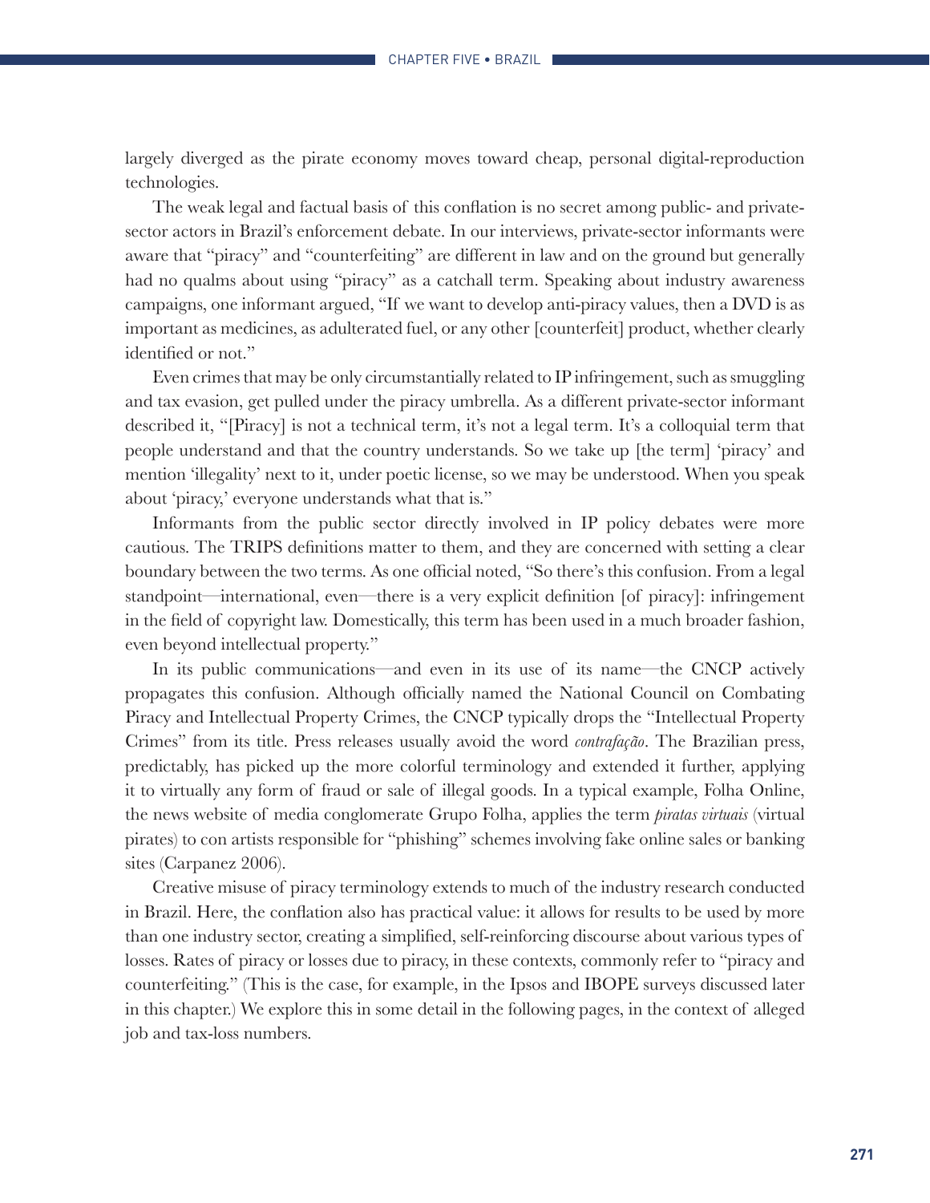largely diverged as the pirate economy moves toward cheap, personal digital-reproduction technologies.

The weak legal and factual basis of this conflation is no secret among public- and private-sector actors in Brazil's enforcement debate. In our interviews, private-sector informants were aware that "piracy" and "counterfeiting" are different in law and on the ground but generally had no qualms about using "piracy" as a catchall term. Speaking about industry awareness campaigns, one informant argued, "If we want to develop anti-piracy values, then a DVD is as important as medicines, as adulterated fuel, or any other [counterfeit] product, whether clearly identified or not."

Even crimes that may be only circumstantially related to IP infringement, such as smuggling and tax evasion, get pulled under the piracy umbrella. As a different private-sector informant described it, "[Piracy] is not a technical term, it's not a legal term. It's a colloquial term that people understand and that the country understands. So we take up [the term] 'piracy' and mention 'illegality' next to it, under poetic license, so we may be understood. When you speak about 'piracy,' everyone understands what that is."

Informants from the public sector directly involved in IP policy debates were more cautious. The TRIPS definitions matter to them, and they are concerned with setting a clear boundary between the two terms. As one official noted, "So there's this confusion. From a legal standpoint—international, even—there is a very explicit definition [of piracy]: infringement in the field of copyright law. Domestically, this term has been used in a much broader fashion, even beyond intellectual property."

In its public communications—and even in its use of its name—the CNCP actively propagates this confusion. Although officially named the National Council on Combating Piracy and Intellectual Property Crimes, the CNCP typically drops the "Intellectual Property Crimes" from its title. Press releases usually avoid the word *contrafação*. The Brazilian press, predictably, has picked up the more colorful terminology and extended it further, applying it to virtually any form of fraud or sale of illegal goods. In a typical example, Folha Online, the news website of media conglomerate Grupo Folha, applies the term *piratas virtuais* (virtual pirates) to con artists responsible for "phishing" schemes involving fake online sales or banking sites (Carpanez 2006).

Creative misuse of piracy terminology extends to much of the industry research conducted in Brazil. Here, the conflation also has practical value: it allows for results to be used by more than one industry sector, creating a simplified, self-reinforcing discourse about various types of losses. Rates of piracy or losses due to piracy, in these contexts, commonly refer to "piracy and counterfeiting." (This is the case, for example, in the Ipsos and IBOPE surveys discussed later in this chapter.) We explore this in some detail in the following pages, in the context of alleged job and tax-loss numbers.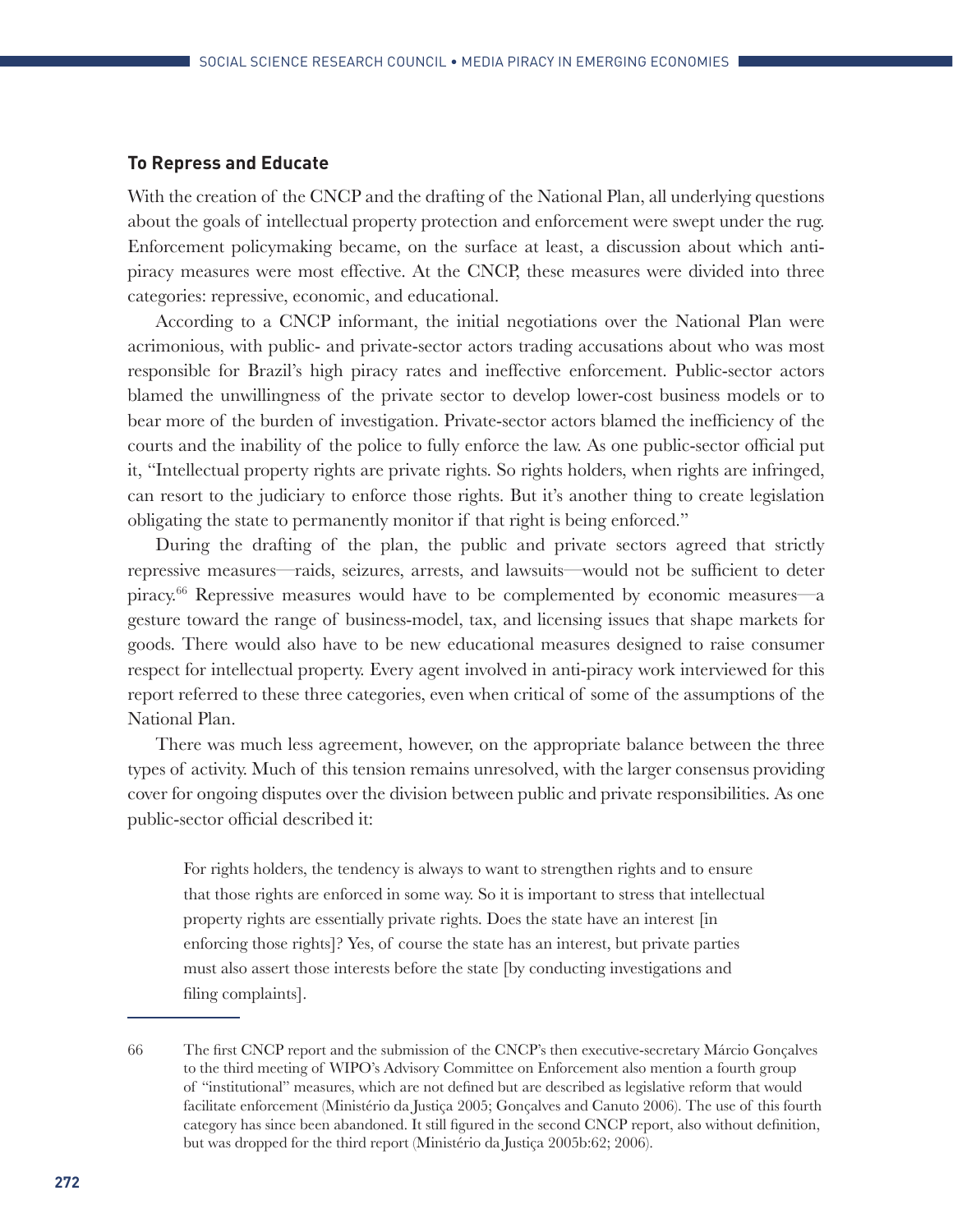### To Repress and Educate

With the creation of the CNCP and the drafting of the National Plan, all underlying questions about the goals of intellectual property protection and enforcement were swept under the rug. Enforcement policymaking became, on the surface at least, a discussion about which anti-piracy measures were most effective. At the CNCP, these measures were divided into three categories: repressive, economic, and educational.

According to a CNCP informant, the initial negotiations over the National Plan were acrimonious, with public- and private-sector actors trading accusations about who was most responsible for Brazil's high piracy rates and ineffective enforcement. Public-sector actors blamed the unwillingness of the private sector to develop lower-cost business models or to bear more of the burden of investigation. Private-sector actors blamed the inefficiency of the courts and the inability of the police to fully enforce the law. As one public-sector official put it, "Intellectual property rights are private rights. So rights holders, when rights are infringed, can resort to the judiciary to enforce those rights. But it's another thing to create legislation obligating the state to permanently monitor if that right is being enforced."

During the drafting of the plan, the public and private sectors agreed that strictly repressive measures—raids, seizures, arrests, and lawsuits—would not be sufficient to deter piracy.[66] Repressive measures would have to be complemented by economic measures—a gesture toward the range of business-model, tax, and licensing issues that shape markets for goods. There would also have to be new educational measures designed to raise consumer respect for intellectual property. Every agent involved in anti-piracy work interviewed for this report referred to these three categories, even when critical of some of the assumptions of the National Plan.

There was much less agreement, however, on the appropriate balance between the three types of activity. Much of this tension remains unresolved, with the larger consensus providing cover for ongoing disputes over the division between public and private responsibilities. As one public-sector official described it:

> For rights holders, the tendency is always to want to strengthen rights and to ensure that those rights are enforced in some way. So it is important to stress that intellectual property rights are essentially private rights. Does the state have an interest [in enforcing those rights]? Yes, of course the state has an interest, but private parties must also assert those interests before the state [by conducting investigations and filing complaints].

---

66 The first CNCP report and the submission of the CNCP's then executive-secretary Márcio Gonçalves to the third meeting of WIPO's Advisory Committee on Enforcement also mention a fourth group of "institutional" measures, which are not defined but are described as legislative reform that would facilitate enforcement (Ministério da Justiça 2005; Gonçalves and Canuto 2006). The use of this fourth category has since been abandoned. It still figured in the second CNCP report, also without definition, but was dropped for the third report (Ministério da Justiça 2005b:62; 2006).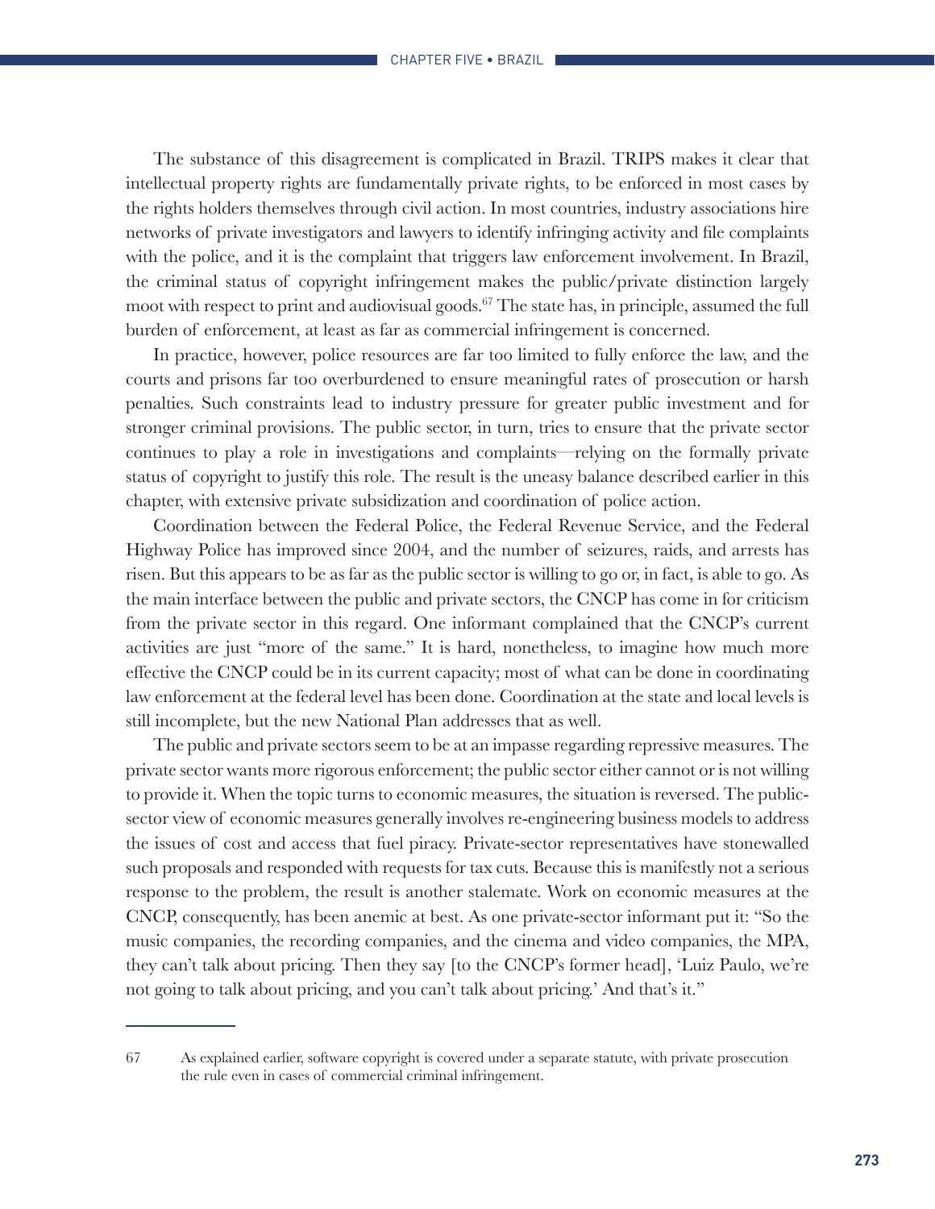The substance of this disagreement is complicated in Brazil. TRIPS makes it clear that intellectual property rights are fundamentally private rights, to be enforced in most cases by the rights holders themselves through civil action. In most countries, industry associations hire networks of private investigators and lawyers to identify infringing activity and file complaints with the police, and it is the complaint that triggers law enforcement involvement. In Brazil, the criminal status of copyright infringement makes the public/private distinction largely moot with respect to print and audiovisual goods.[67] The state has, in principle, assumed the full burden of enforcement, at least as far as commercial infringement is concerned.

In practice, however, police resources are far too limited to fully enforce the law, and the courts and prisons far too overburdened to ensure meaningful rates of prosecution or harsh penalties. Such constraints lead to industry pressure for greater public investment and for stronger criminal provisions. The public sector, in turn, tries to ensure that the private sector continues to play a role in investigations and complaints—relying on the formally private status of copyright to justify this role. The result is the uneasy balance described earlier in this chapter, with extensive private subsidization and coordination of police action.

Coordination between the Federal Police, the Federal Revenue Service, and the Federal Highway Police has improved since 2004, and the number of seizures, raids, and arrests has risen. But this appears to be as far as the public sector is willing to go or, in fact, is able to go. As the main interface between the public and private sectors, the CNCP has come in for criticism from the private sector in this regard. One informant complained that the CNCP's current activities are just "more of the same." It is hard, nonetheless, to imagine how much more effective the CNCP could be in its current capacity; most of what can be done in coordinating law enforcement at the federal level has been done. Coordination at the state and local levels is still incomplete, but the new National Plan addresses that as well.

The public and private sectors seem to be at an impasse regarding repressive measures. The private sector wants more rigorous enforcement; the public sector either cannot or is not willing to provide it. When the topic turns to economic measures, the situation is reversed. The public-sector view of economic measures generally involves re-engineering business models to address the issues of cost and access that fuel piracy. Private-sector representatives have stonewalled such proposals and responded with requests for tax cuts. Because this is manifestly not a serious response to the problem, the result is another stalemate. Work on economic measures at the CNCP, consequently, has been anemic at best. As one private-sector informant put it: "So the music companies, the recording companies, and the cinema and video companies, the MPA, they can't talk about pricing. Then they say [to the CNCP's former head], 'Luiz Paulo, we're not going to talk about pricing, and you can't talk about pricing.' And that's it."

---

67 As explained earlier, software copyright is covered under a separate statute, with private prosecution the rule even in cases of commercial criminal infringement.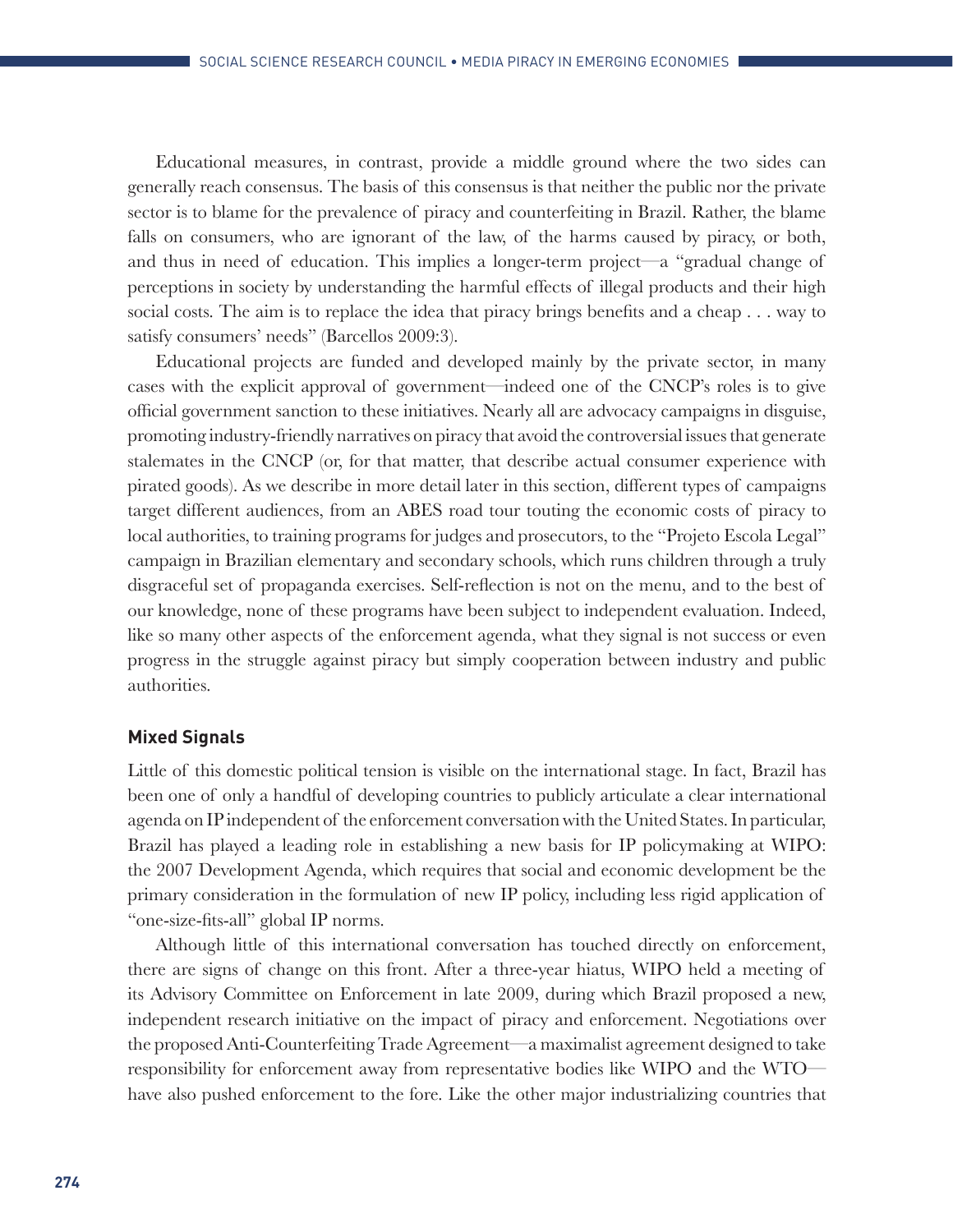Educational measures, in contrast, provide a middle ground where the two sides can generally reach consensus. The basis of this consensus is that neither the public nor the private sector is to blame for the prevalence of piracy and counterfeiting in Brazil. Rather, the blame falls on consumers, who are ignorant of the law, of the harms caused by piracy, or both, and thus in need of education. This implies a longer-term project—a "gradual change of perceptions in society by understanding the harmful effects of illegal products and their high social costs. The aim is to replace the idea that piracy brings benefits and a cheap . . . way to satisfy consumers' needs" (Barcellos 2009:3).

Educational projects are funded and developed mainly by the private sector, in many cases with the explicit approval of government—indeed one of the CNCP's roles is to give official government sanction to these initiatives. Nearly all are advocacy campaigns in disguise, promoting industry-friendly narratives on piracy that avoid the controversial issues that generate stalemates in the CNCP (or, for that matter, that describe actual consumer experience with pirated goods). As we describe in more detail later in this section, different types of campaigns target different audiences, from an ABES road tour touting the economic costs of piracy to local authorities, to training programs for judges and prosecutors, to the "Projeto Escola Legal" campaign in Brazilian elementary and secondary schools, which runs children through a truly disgraceful set of propaganda exercises. Self-reflection is not on the menu, and to the best of our knowledge, none of these programs have been subject to independent evaluation. Indeed, like so many other aspects of the enforcement agenda, what they signal is not success or even progress in the struggle against piracy but simply cooperation between industry and public authorities.

### Mixed Signals

Little of this domestic political tension is visible on the international stage. In fact, Brazil has been one of only a handful of developing countries to publicly articulate a clear international agenda on IP independent of the enforcement conversation with the United States. In particular, Brazil has played a leading role in establishing a new basis for IP policymaking at WIPO: the 2007 Development Agenda, which requires that social and economic development be the primary consideration in the formulation of new IP policy, including less rigid application of "one-size-fits-all" global IP norms.

Although little of this international conversation has touched directly on enforcement, there are signs of change on this front. After a three-year hiatus, WIPO held a meeting of its Advisory Committee on Enforcement in late 2009, during which Brazil proposed a new, independent research initiative on the impact of piracy and enforcement. Negotiations over the proposed Anti-Counterfeiting Trade Agreement—a maximalist agreement designed to take responsibility for enforcement away from representative bodies like WIPO and the WTO—have also pushed enforcement to the fore. Like the other major industrializing countries that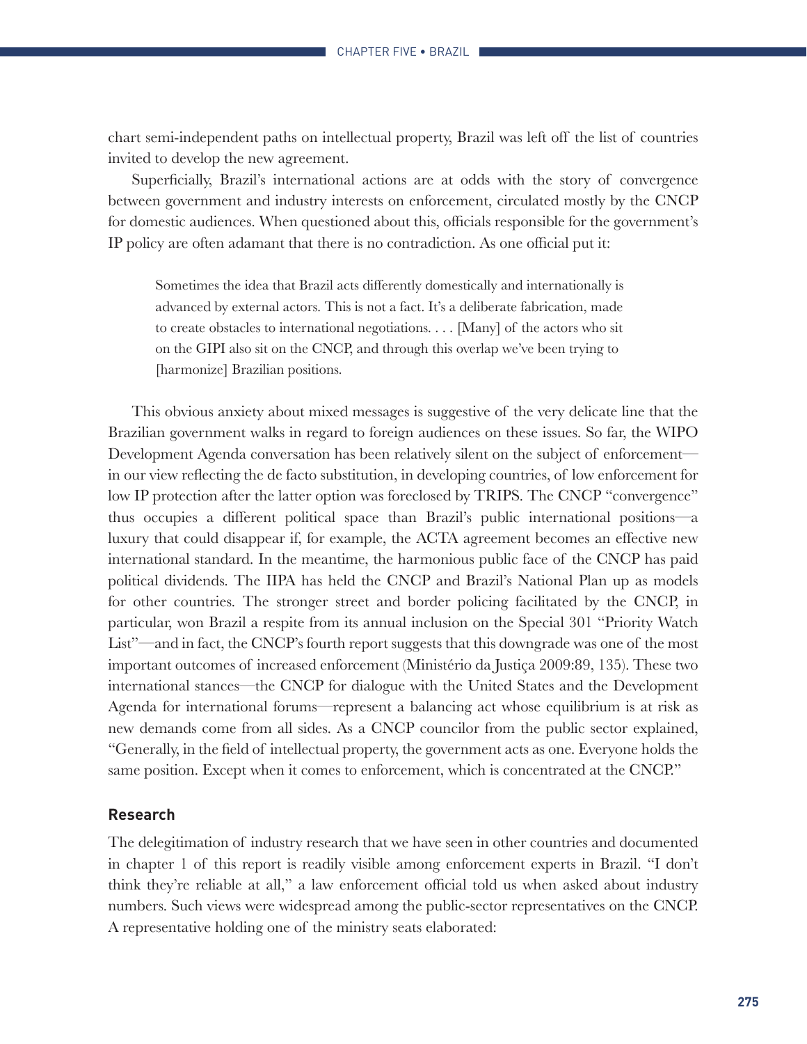chart semi-independent paths on intellectual property, Brazil was left off the list of countries invited to develop the new agreement.

Superficially, Brazil's international actions are at odds with the story of convergence between government and industry interests on enforcement, circulated mostly by the CNCP for domestic audiences. When questioned about this, officials responsible for the government's IP policy are often adamant that there is no contradiction. As one official put it:

> Sometimes the idea that Brazil acts differently domestically and internationally is advanced by external actors. This is not a fact. It's a deliberate fabrication, made to create obstacles to international negotiations. . . . [Many] of the actors who sit on the GIPI also sit on the CNCP, and through this overlap we've been trying to [harmonize] Brazilian positions.

This obvious anxiety about mixed messages is suggestive of the very delicate line that the Brazilian government walks in regard to foreign audiences on these issues. So far, the WIPO Development Agenda conversation has been relatively silent on the subject of enforcement—in our view reflecting the de facto substitution, in developing countries, of low enforcement for low IP protection after the latter option was foreclosed by TRIPS. The CNCP "convergence" thus occupies a different political space than Brazil's public international positions—a luxury that could disappear if, for example, the ACTA agreement becomes an effective new international standard. In the meantime, the harmonious public face of the CNCP has paid political dividends. The IIPA has held the CNCP and Brazil's National Plan up as models for other countries. The stronger street and border policing facilitated by the CNCP, in particular, won Brazil a respite from its annual inclusion on the Special 301 "Priority Watch List"—and in fact, the CNCP's fourth report suggests that this downgrade was one of the most important outcomes of increased enforcement (Ministério da Justiça 2009:89, 135). These two international stances—the CNCP for dialogue with the United States and the Development Agenda for international forums—represent a balancing act whose equilibrium is at risk as new demands come from all sides. As a CNCP councilor from the public sector explained, "Generally, in the field of intellectual property, the government acts as one. Everyone holds the same position. Except when it comes to enforcement, which is concentrated at the CNCP."

### Research

The delegitimation of industry research that we have seen in other countries and documented in chapter 1 of this report is readily visible among enforcement experts in Brazil. "I don't think they're reliable at all," a law enforcement official told us when asked about industry numbers. Such views were widespread among the public-sector representatives on the CNCP. A representative holding one of the ministry seats elaborated: